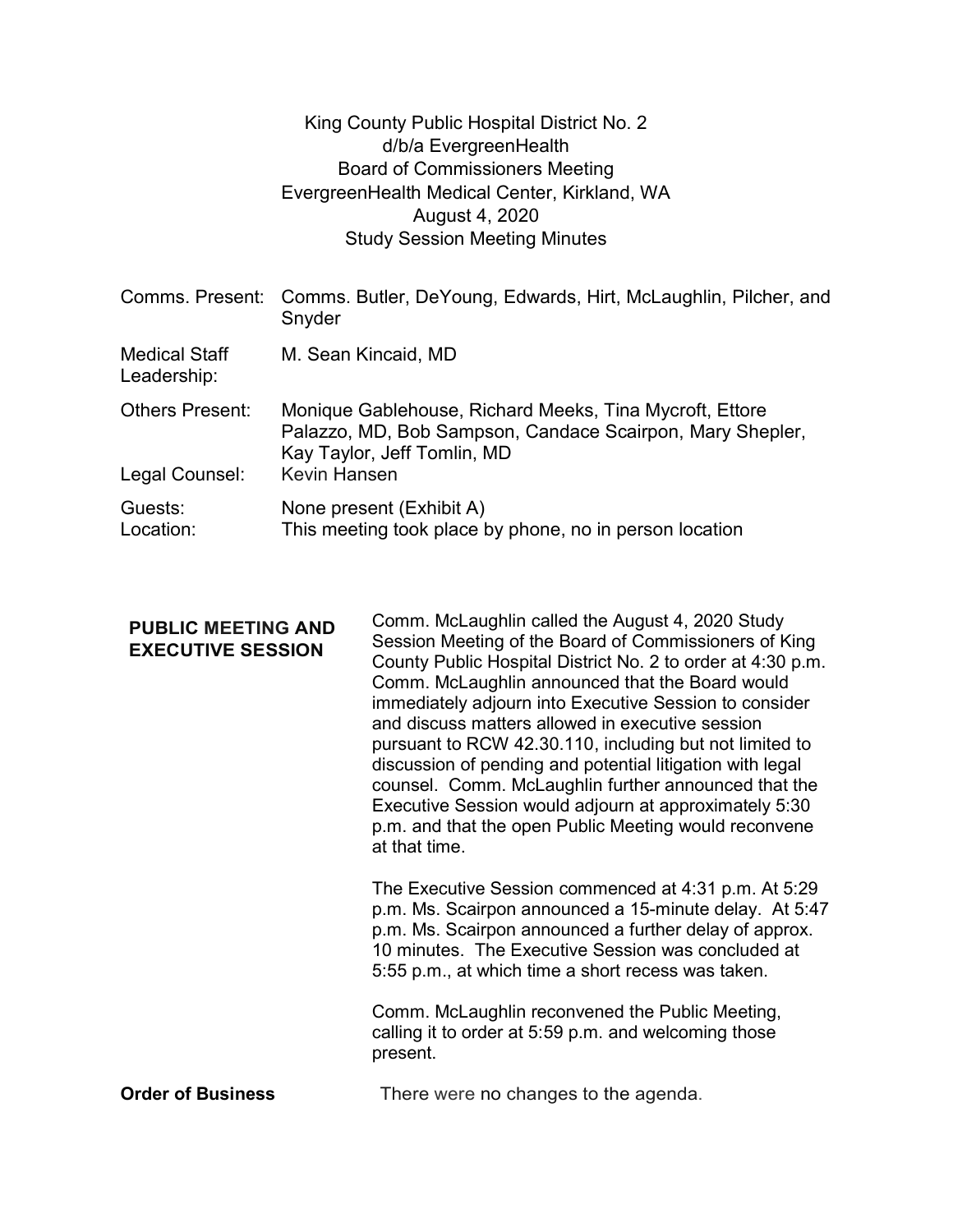King County Public Hospital District No. 2
d/b/a EvergreenHealth
Board of Commissioners Meeting
EvergreenHealth Medical Center, Kirkland, WA
August 4, 2020
Study Session Meeting Minutes

| | |
|---|---|
| Comms. Present: | Comms. Butler, DeYoung, Edwards, Hirt, McLaughlin, Pilcher, and Snyder |
| Medical Staff Leadership: | M. Sean Kincaid, MD |
| Others Present: | Monique Gablehouse, Richard Meeks, Tina Mycroft, Ettore Palazzo, MD, Bob Sampson, Candace Scairpon, Mary Shepler, Kay Taylor, Jeff Tomlin, MD |
| Legal Counsel: | Kevin Hansen |
| Guests: | None present (Exhibit A) |
| Location: | This meeting took place by phone, no in person location |

**PUBLIC MEETING AND EXECUTIVE SESSION**

Comm. McLaughlin called the August 4, 2020 Study Session Meeting of the Board of Commissioners of King County Public Hospital District No. 2 to order at 4:30 p.m. Comm. McLaughlin announced that the Board would immediately adjourn into Executive Session to consider and discuss matters allowed in executive session pursuant to RCW 42.30.110, including but not limited to discussion of pending and potential litigation with legal counsel. Comm. McLaughlin further announced that the Executive Session would adjourn at approximately 5:30 p.m. and that the open Public Meeting would reconvene at that time.

The Executive Session commenced at 4:31 p.m. At 5:29 p.m. Ms. Scairpon announced a 15-minute delay. At 5:47 p.m. Ms. Scairpon announced a further delay of approx. 10 minutes. The Executive Session was concluded at 5:55 p.m., at which time a short recess was taken.

Comm. McLaughlin reconvened the Public Meeting, calling it to order at 5:59 p.m. and welcoming those present.

**Order of Business**

There were no changes to the agenda.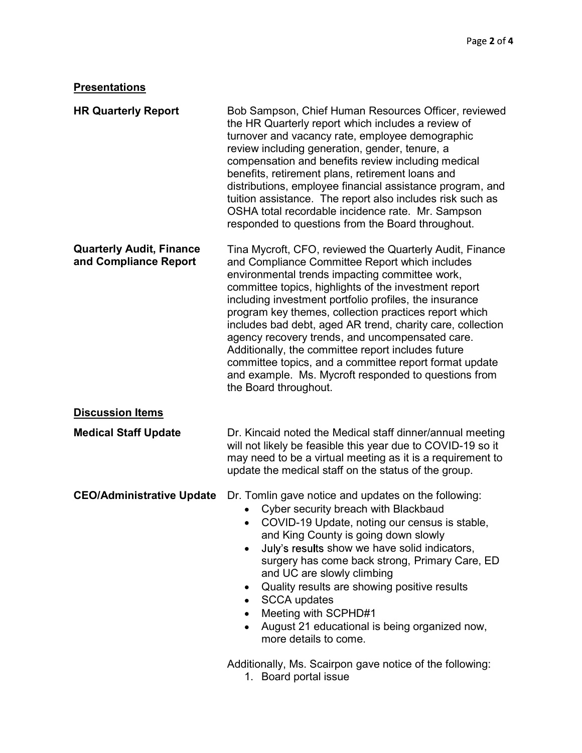## Presentations

**HR Quarterly Report**

Bob Sampson, Chief Human Resources Officer, reviewed the HR Quarterly report which includes a review of turnover and vacancy rate, employee demographic review including generation, gender, tenure, a compensation and benefits review including medical benefits, retirement plans, retirement loans and distributions, employee financial assistance program, and tuition assistance. The report also includes risk such as OSHA total recordable incidence rate. Mr. Sampson responded to questions from the Board throughout.

**Quarterly Audit, Finance and Compliance Report**

Tina Mycroft, CFO, reviewed the Quarterly Audit, Finance and Compliance Committee Report which includes environmental trends impacting committee work, committee topics, highlights of the investment report including investment portfolio profiles, the insurance program key themes, collection practices report which includes bad debt, aged AR trend, charity care, collection agency recovery trends, and uncompensated care. Additionally, the committee report includes future committee topics, and a committee report format update and example. Ms. Mycroft responded to questions from the Board throughout.

## Discussion Items

**Medical Staff Update**

Dr. Kincaid noted the Medical staff dinner/annual meeting will not likely be feasible this year due to COVID-19 so it may need to be a virtual meeting as it is a requirement to update the medical staff on the status of the group.

**CEO/Administrative Update**

Dr. Tomlin gave notice and updates on the following:

- Cyber security breach with Blackbaud
- COVID-19 Update, noting our census is stable, and King County is going down slowly
- July's results show we have solid indicators, surgery has come back strong, Primary Care, ED and UC are slowly climbing
- Quality results are showing positive results
- SCCA updates
- Meeting with SCPHD#1
- August 21 educational is being organized now, more details to come.

Additionally, Ms. Scairpon gave notice of the following:

1. Board portal issue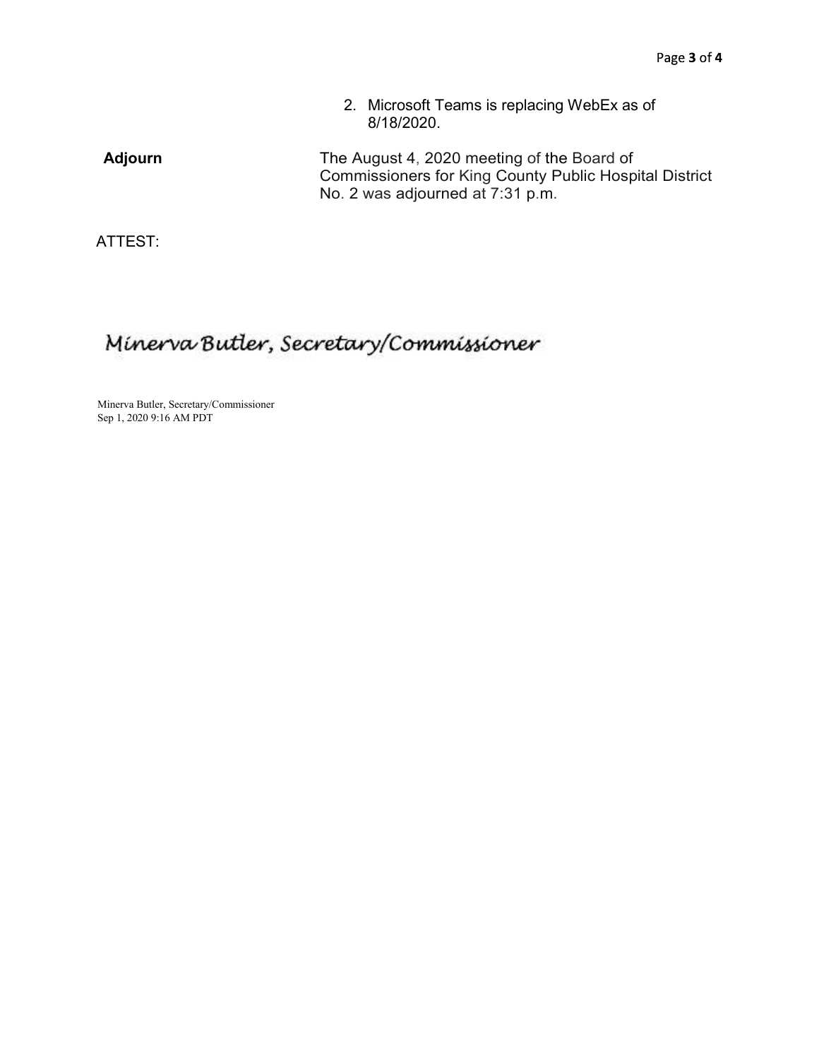2. Microsoft Teams is replacing WebEx as of 8/18/2020.

| | |
|---|---|
| **Adjourn** | The August 4, 2020 meeting of the Board of Commissioners for King County Public Hospital District No. 2 was adjourned at 7:31 p.m. |

ATTEST:

*Minerva Butler, Secretary/Commissioner*

Minerva Butler, Secretary/Commissioner
Sep 1, 2020 9:16 AM PDT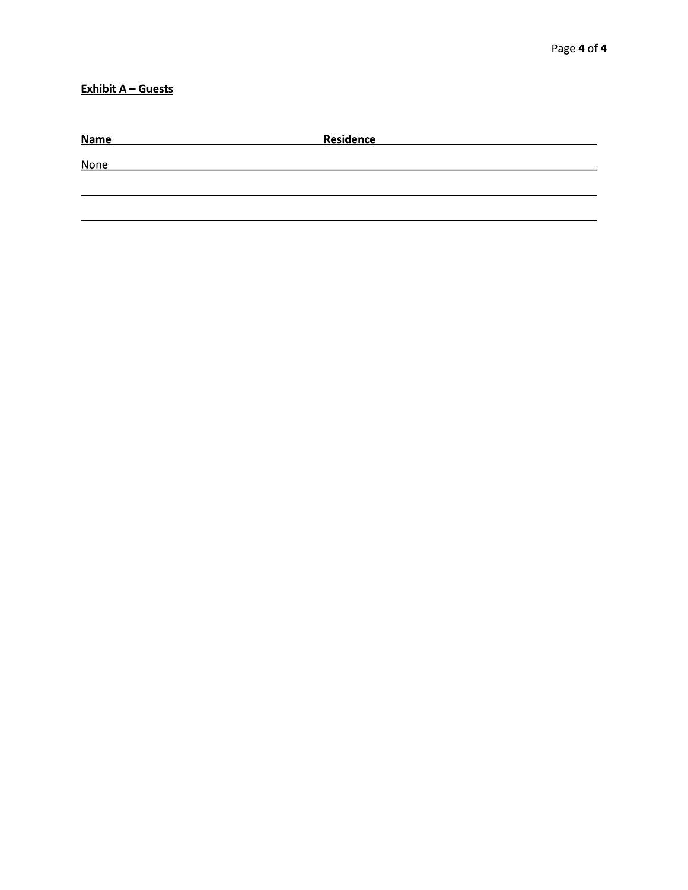**Exhibit A – Guests**

| Name | Residence |
| --- | --- |
| None | |
| | |
| | |